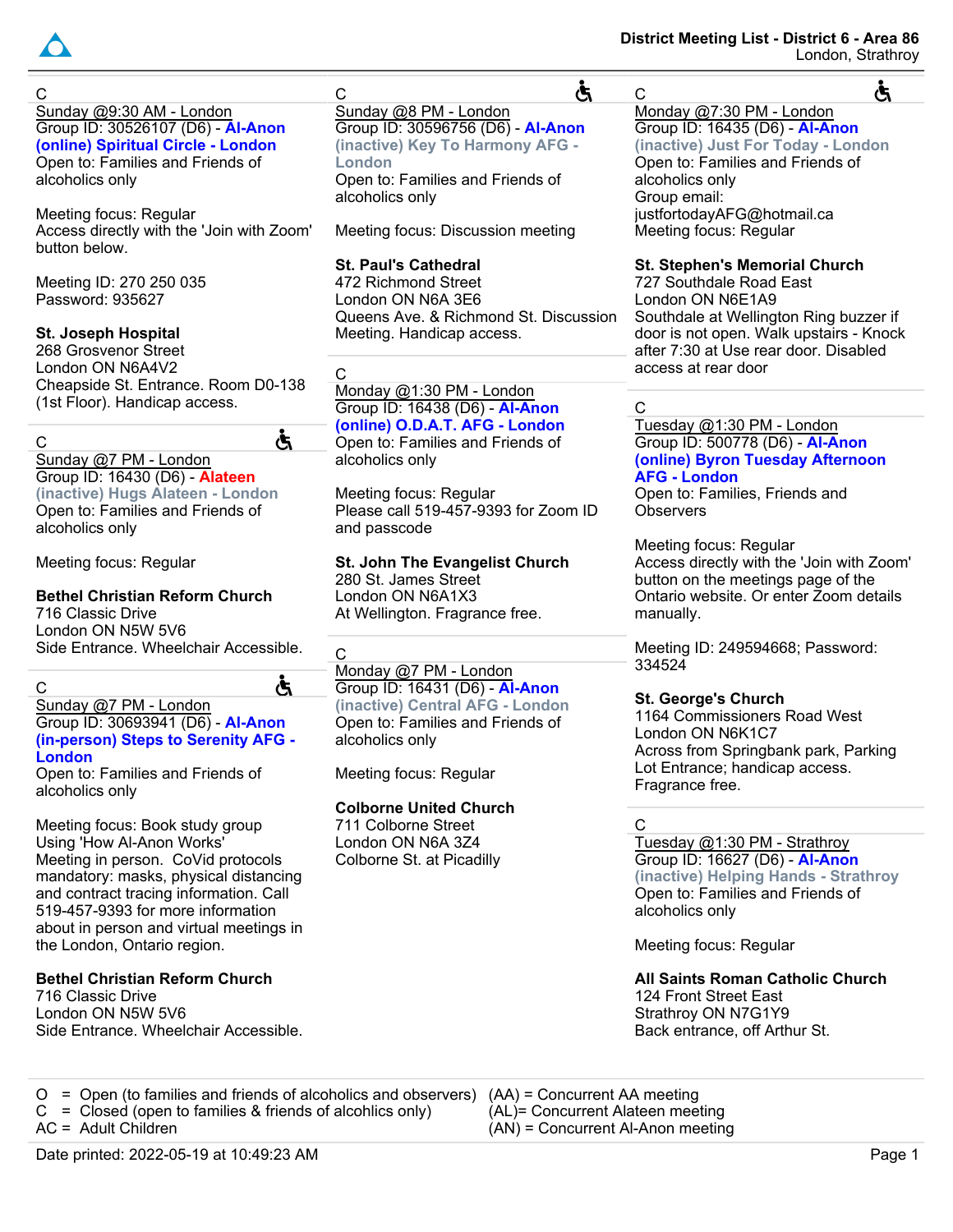# District Meeting List - District 6 - Area 86

London, Strathroy

---

C

Sunday @9:30 AM - London

Group ID: 30526107 (D6) - **Al-Anon**

**(online) Spiritual Circle - London**

Open to: Families and Friends of alcoholics only

Meeting focus: Regular

Access directly with the 'Join with Zoom' button below.

Meeting ID: 270 250 035

Password: 935627

**St. Joseph Hospital**

268 Grosvenor Street

London ON N6A4V2

Cheapside St. Entrance. Room D0-138 (1st Floor). Handicap access.

---

C ♿

Sunday @7 PM - London

Group ID: 16430 (D6) - **Alateen**

**(inactive) Hugs Alateen - London**

Open to: Families and Friends of alcoholics only

Meeting focus: Regular

**Bethel Christian Reform Church**

716 Classic Drive

London ON N5W 5V6

Side Entrance. Wheelchair Accessible.

---

C ♿

Sunday @7 PM - London

Group ID: 30693941 (D6) - **Al-Anon**

**(in-person) Steps to Serenity AFG - London**

Open to: Families and Friends of alcoholics only

Meeting focus: Book study group

Using 'How Al-Anon Works'

Meeting in person. CoVid protocols mandatory: masks, physical distancing and contract tracing information. Call 519-457-9393 for more information about in person and virtual meetings in the London, Ontario region.

**Bethel Christian Reform Church**

716 Classic Drive

London ON N5W 5V6

Side Entrance. Wheelchair Accessible.

---

C ♿

Sunday @8 PM - London

Group ID: 30596756 (D6) - **Al-Anon**

**(inactive) Key To Harmony AFG - London**

Open to: Families and Friends of alcoholics only

Meeting focus: Discussion meeting

**St. Paul's Cathedral**

472 Richmond Street

London ON N6A 3E6

Queens Ave. & Richmond St. Discussion Meeting. Handicap access.

---

C

Monday @1:30 PM - London

Group ID: 16438 (D6) - **Al-Anon**

**(online) O.D.A.T. AFG - London**

Open to: Families and Friends of alcoholics only

Meeting focus: Regular

Please call 519-457-9393 for Zoom ID and passcode

**St. John The Evangelist Church**

280 St. James Street

London ON N6A1X3

At Wellington. Fragrance free.

---

C

Monday @7 PM - London

Group ID: 16431 (D6) - **Al-Anon**

**(inactive) Central AFG - London**

Open to: Families and Friends of alcoholics only

Meeting focus: Regular

**Colborne United Church**

711 Colborne Street

London ON N6A 3Z4

Colborne St. at Picadilly

---

C ♿

Monday @7:30 PM - London

Group ID: 16435 (D6) - **Al-Anon**

**(inactive) Just For Today - London**

Open to: Families and Friends of alcoholics only

Group email: justfortodayAFG@hotmail.ca

Meeting focus: Regular

**St. Stephen's Memorial Church**

727 Southdale Road East

London ON N6E1A9

Southdale at Wellington Ring buzzer if door is not open. Walk upstairs - Knock after 7:30 at Use rear door. Disabled access at rear door

---

C

Tuesday @1:30 PM - London

Group ID: 500778 (D6) - **Al-Anon**

**(online) Byron Tuesday Afternoon AFG - London**

Open to: Families, Friends and Observers

Meeting focus: Regular

Access directly with the 'Join with Zoom' button on the meetings page of the Ontario website. Or enter Zoom details manually.

Meeting ID: 249594668; Password: 334524

**St. George's Church**

1164 Commissioners Road West

London ON N6K1C7

Across from Springbank park, Parking Lot Entrance; handicap access. Fragrance free.

---

C

Tuesday @1:30 PM - Strathroy

Group ID: 16627 (D6) - **Al-Anon**

**(inactive) Helping Hands - Strathroy**

Open to: Families and Friends of alcoholics only

Meeting focus: Regular

**All Saints Roman Catholic Church**

124 Front Street East

Strathroy ON N7G1Y9

Back entrance, off Arthur St.

---

O = Open (to families and friends of alcoholics and observers)
C = Closed (open to families & friends of alcholics only)
AC = Adult Children

(AA) = Concurrent AA meeting
(AL)= Concurrent Alateen meeting
(AN) = Concurrent Al-Anon meeting

Date printed: 2022-05-19 at 10:49:23 AM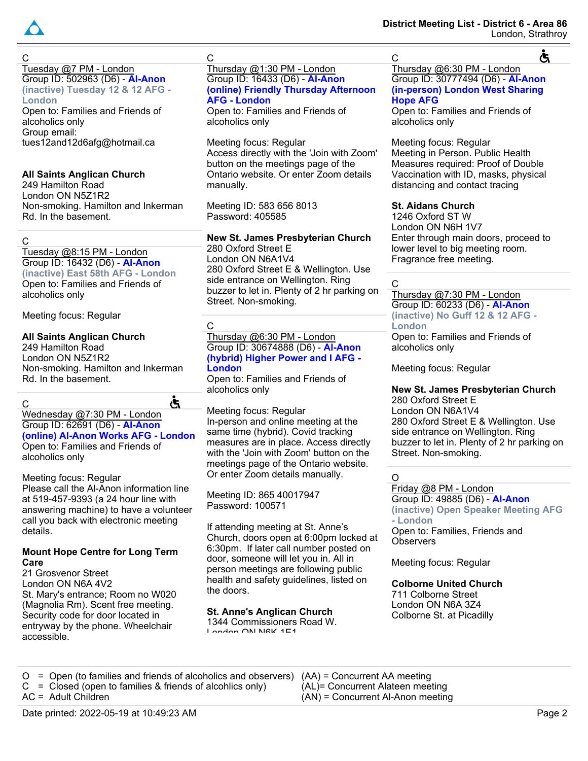C
Tuesday @7 PM - London
Group ID: 502963 (D6) - **Al-Anon (inactive) Tuesday 12 & 12 AFG - London**
Open to: Families and Friends of alcoholics only
Group email: tues12and12d6afg@hotmail.ca

**All Saints Anglican Church**
249 Hamilton Road
London ON N5Z1R2
Non-smoking. Hamilton and Inkerman Rd. In the basement.

---

C
Tuesday @8:15 PM - London
Group ID: 16432 (D6) - **Al-Anon (inactive) East 58th AFG - London**
Open to: Families and Friends of alcoholics only

Meeting focus: Regular

**All Saints Anglican Church**
249 Hamilton Road
London ON N5Z1R2
Non-smoking. Hamilton and Inkerman Rd. In the basement.

---

C
Wednesday @7:30 PM - London
Group ID: 62691 (D6) - **Al-Anon (online) Al-Anon Works AFG - London**
Open to: Families and Friends of alcoholics only

Meeting focus: Regular
Please call the Al-Anon information line at 519-457-9393 (a 24 hour line with answering machine) to have a volunteer call you back with electronic meeting details.

**Mount Hope Centre for Long Term Care**
21 Grosvenor Street
London ON N6A 4V2
St. Mary's entrance; Room no W020 (Magnolia Rm). Scent free meeting. Security code for door located in entryway by the phone. Wheelchair accessible.

---

C
Thursday @1:30 PM - London
Group ID: 16433 (D6) - **Al-Anon (online) Friendly Thursday Afternoon AFG - London**
Open to: Families and Friends of alcoholics only

Meeting focus: Regular
Access directly with the 'Join with Zoom' button on the meetings page of the Ontario website. Or enter Zoom details manually.

Meeting ID: 583 656 8013
Password: 405585

**New St. James Presbyterian Church**
280 Oxford Street E
London ON N6A1V4
280 Oxford Street E & Wellington. Use side entrance on Wellington. Ring buzzer to let in. Plenty of 2 hr parking on Street. Non-smoking.

---

C
Thursday @6:30 PM - London
Group ID: 30674888 (D6) - **Al-Anon (hybrid) Higher Power and I AFG - London**
Open to: Families and Friends of alcoholics only

Meeting focus: Regular
In-person and online meeting at the same time (hybrid). Covid tracking measures are in place. Access directly with the 'Join with Zoom' button on the meetings page of the Ontario website. Or enter Zoom details manually.

Meeting ID: 865 40017947
Password: 100571

If attending meeting at St. Anne's Church, doors open at 6:00pm locked at 6:30pm. If later call number posted on door, someone will let you in. All in person meetings are following public health and safety guidelines, listed on the doors.

**St. Anne's Anglican Church**
1344 Commissioners Road W.
London ON N6K 1E1

---

C
Thursday @6:30 PM - London
Group ID: 30777494 (D6) - **Al-Anon (in-person) London West Sharing Hope AFG**
Open to: Families and Friends of alcoholics only

Meeting focus: Regular
Meeting in Person. Public Health Measures required: Proof of Double Vaccination with ID, masks, physical distancing and contact tracing

**St. Aidans Church**
1246 Oxford ST W
London ON N6H 1V7
Enter through main doors, proceed to lower level to big meeting room. Fragrance free meeting.

---

C
Thursday @7:30 PM - London
Group ID: 60233 (D6) - **Al-Anon (inactive) No Guff 12 & 12 AFG - London**
Open to: Families and Friends of alcoholics only

Meeting focus: Regular

**New St. James Presbyterian Church**
280 Oxford Street E
London ON N6A1V4
280 Oxford Street E & Wellington. Use side entrance on Wellington. Ring buzzer to let in. Plenty of 2 hr parking on Street. Non-smoking.

---

O
Friday @8 PM - London
Group ID: 49885 (D6) - **Al-Anon (inactive) Open Speaker Meeting AFG - London**
Open to: Families, Friends and Observers

Meeting focus: Regular

**Colborne United Church**
711 Colborne Street
London ON N6A 3Z4
Colborne St. at Picadilly

---

O = Open (to families and friends of alcoholics and observers)
C = Closed (open to families & friends of alcolics only)
AC = Adult Children
(AA) = Concurrent AA meeting
(AL)= Concurrent Alateen meeting
(AN) = Concurrent Al-Anon meeting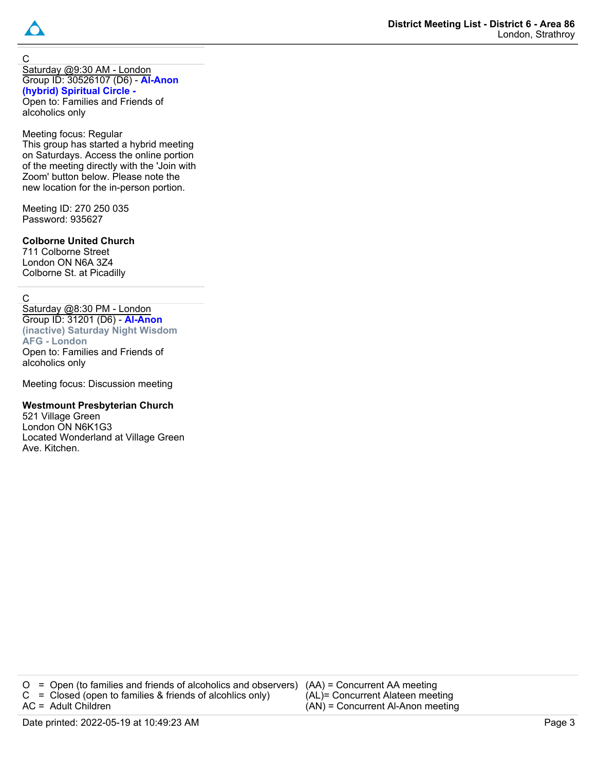C

Saturday @9:30 AM - London
Group ID: 30526107 (D6) - **Al-Anon (hybrid) Spiritual Circle -**
Open to: Families and Friends of alcoholics only

Meeting focus: Regular
This group has started a hybrid meeting on Saturdays. Access the online portion of the meeting directly with the 'Join with Zoom' button below. Please note the new location for the in-person portion.

Meeting ID: 270 250 035
Password: 935627

**Colborne United Church**
711 Colborne Street
London ON N6A 3Z4
Colborne St. at Picadilly

C

Saturday @8:30 PM - London
Group ID: 31201 (D6) - **Al-Anon (inactive) Saturday Night Wisdom AFG - London**
Open to: Families and Friends of alcoholics only

Meeting focus: Discussion meeting

**Westmount Presbyterian Church**
521 Village Green
London ON N6K1G3
Located Wonderland at Village Green Ave. Kitchen.

O = Open (to families and friends of alcoholics and observers)
C = Closed (open to families & friends of alcohlics only)
AC = Adult Children

(AA) = Concurrent AA meeting
(AL)= Concurrent Alateen meeting
(AN) = Concurrent Al-Anon meeting

Date printed: 2022-05-19 at 10:49:23 AM